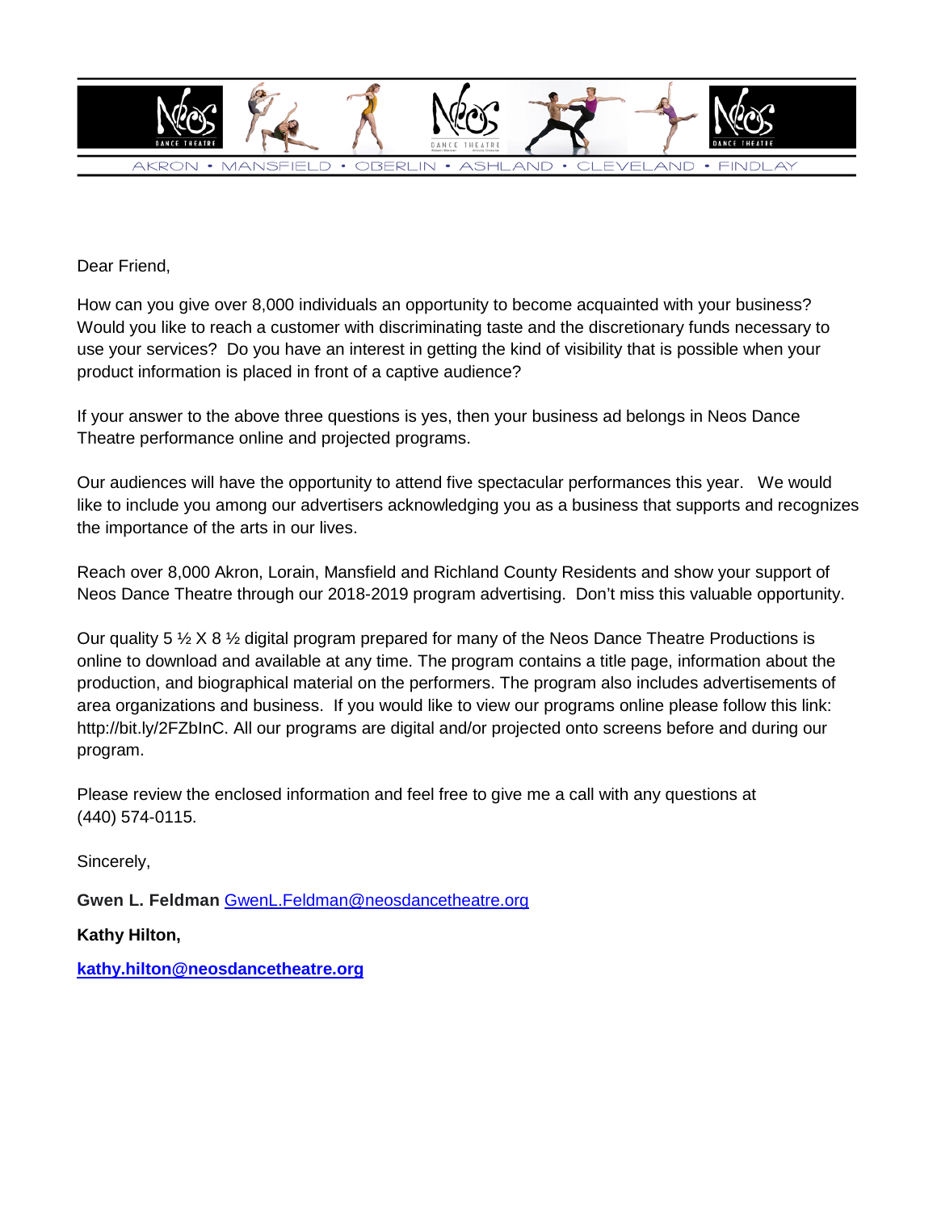AKRON • MANSFIELD • OBERLIN • ASHLAND • CLEVELAND • FINDLAY

Dear Friend,

How can you give over 8,000 individuals an opportunity to become acquainted with your business? Would you like to reach a customer with discriminating taste and the discretionary funds necessary to use your services? Do you have an interest in getting the kind of visibility that is possible when your product information is placed in front of a captive audience?

If your answer to the above three questions is yes, then your business ad belongs in Neos Dance Theatre performance online and projected programs.

Our audiences will have the opportunity to attend five spectacular performances this year. We would like to include you among our advertisers acknowledging you as a business that supports and recognizes the importance of the arts in our lives.

Reach over 8,000 Akron, Lorain, Mansfield and Richland County Residents and show your support of Neos Dance Theatre through our 2018-2019 program advertising. Don't miss this valuable opportunity.

Our quality 5 ½ X 8 ½ digital program prepared for many of the Neos Dance Theatre Productions is online to download and available at any time. The program contains a title page, information about the production, and biographical material on the performers. The program also includes advertisements of area organizations and business. If you would like to view our programs online please follow this link: http://bit.ly/2FZbInC. All our programs are digital and/or projected onto screens before and during our program.

Please review the enclosed information and feel free to give me a call with any questions at (440) 574-0115.

Sincerely,

**Gwen L. Feldman** GwenL.Feldman@neosdancetheatre.org

**Kathy Hilton,**

**kathy.hilton@neosdancetheatre.org**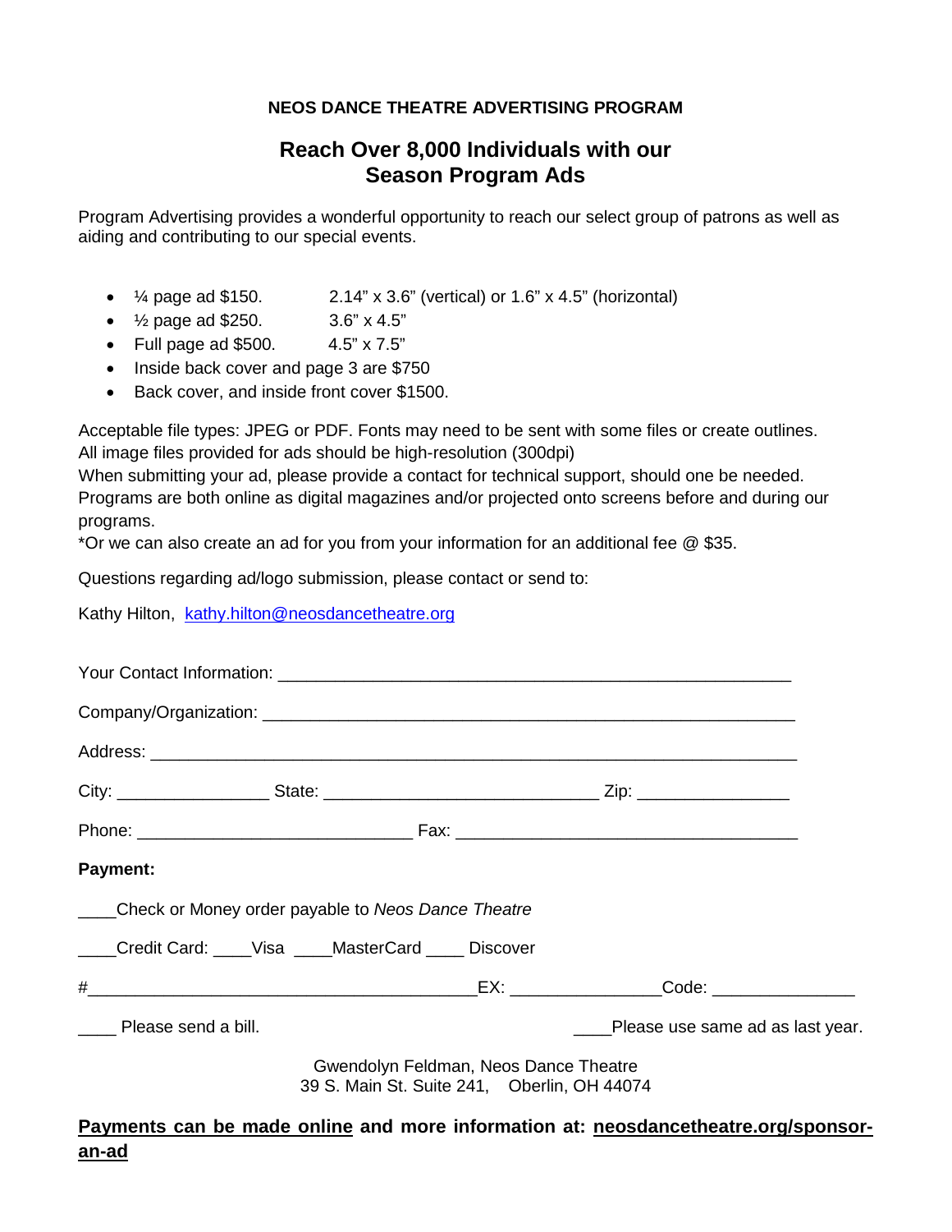**NEOS DANCE THEATRE ADVERTISING PROGRAM**

## Reach Over 8,000 Individuals with our Season Program Ads

Program Advertising provides a wonderful opportunity to reach our select group of patrons as well as aiding and contributing to our special events.

- ¼ page ad $150. 2.14" x 3.6" (vertical) or 1.6" x 4.5" (horizontal)
- ½ page ad $250. 3.6" x 4.5"
- Full page ad $500. 4.5" x 7.5"
- Inside back cover and page 3 are $750
- Back cover, and inside front cover $1500.

Acceptable file types: JPEG or PDF. Fonts may need to be sent with some files or create outlines.
All image files provided for ads should be high-resolution (300dpi)
When submitting your ad, please provide a contact for technical support, should one be needed.
Programs are both online as digital magazines and/or projected onto screens before and during our programs.
*Or we can also create an ad for you from your information for an additional fee @ $35.

Questions regarding ad/logo submission, please contact or send to:

Kathy Hilton, kathy.hilton@neosdancetheatre.org

Your Contact Information: ________________________________________________________

Company/Organization: __________________________________________________________

Address: _______________________________________________________________________

City: ________________ State: _____________________________ Zip: ________________

Phone: _____________________________ Fax: _____________________________________

**Payment:**

____Check or Money order payable to *Neos Dance Theatre*

____Credit Card: ____Visa ____MasterCard ____ Discover

#__________________________________________EX: ________________Code: _______________

____ Please send a bill. ____Please use same ad as last year.

Gwendolyn Feldman, Neos Dance Theatre
39 S. Main St. Suite 241, Oberlin, OH 44074

**Payments can be made online and more information at: neosdancetheatre.org/sponsor-an-ad**